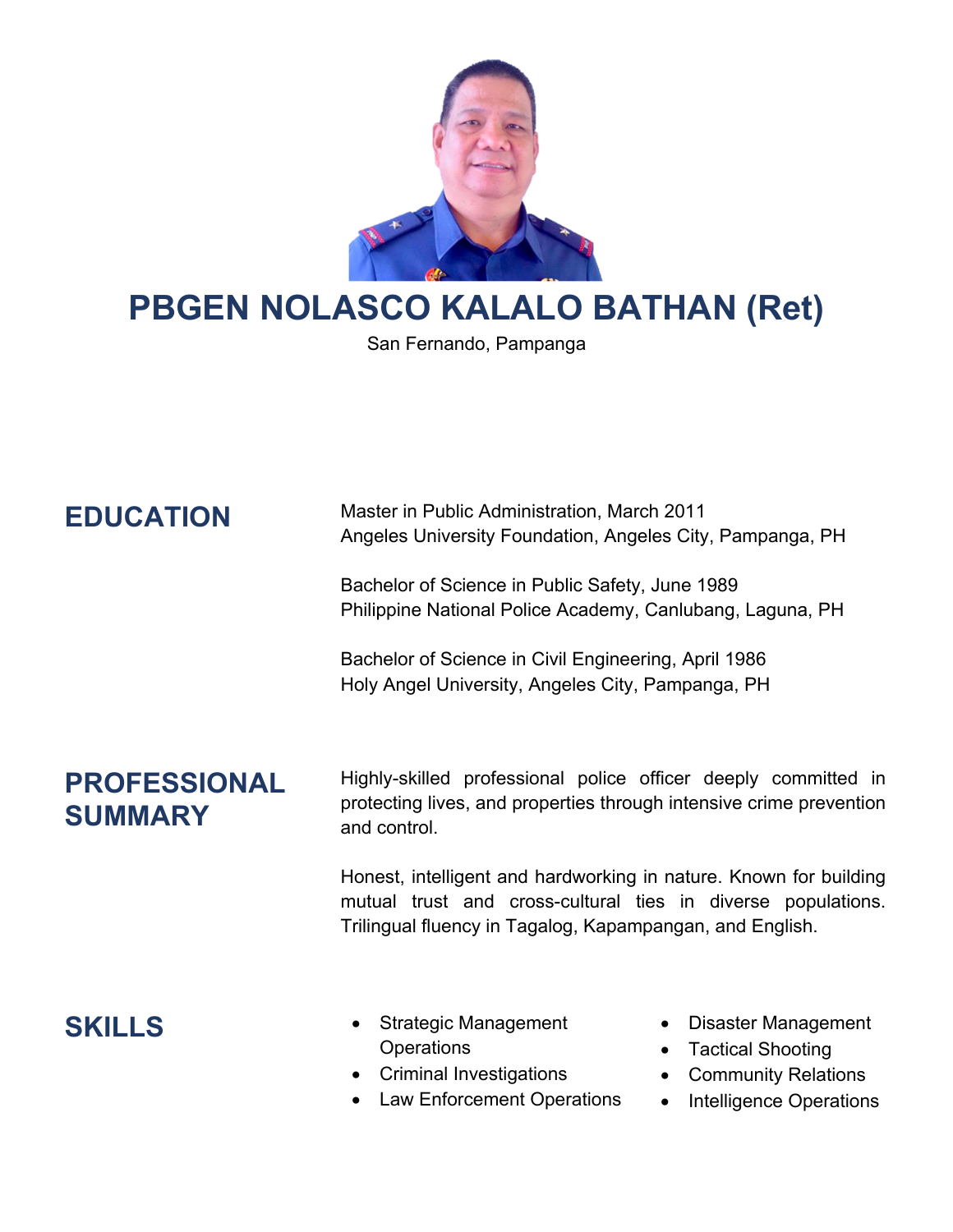# PBGEN NOLASCO KALALO BATHAN (Ret)

San Fernando, Pampanga

## EDUCATION

Master in Public Administration, March 2011
Angeles University Foundation, Angeles City, Pampanga, PH

Bachelor of Science in Public Safety, June 1989
Philippine National Police Academy, Canlubang, Laguna, PH

Bachelor of Science in Civil Engineering, April 1986
Holy Angel University, Angeles City, Pampanga, PH

## PROFESSIONAL SUMMARY

Highly-skilled professional police officer deeply committed in protecting lives, and properties through intensive crime prevention and control.

Honest, intelligent and hardworking in nature. Known for building mutual trust and cross-cultural ties in diverse populations. Trilingual fluency in Tagalog, Kapampangan, and English.

## SKILLS

- Strategic Management Operations
- Criminal Investigations
- Law Enforcement Operations
- Disaster Management
- Tactical Shooting
- Community Relations
- Intelligence Operations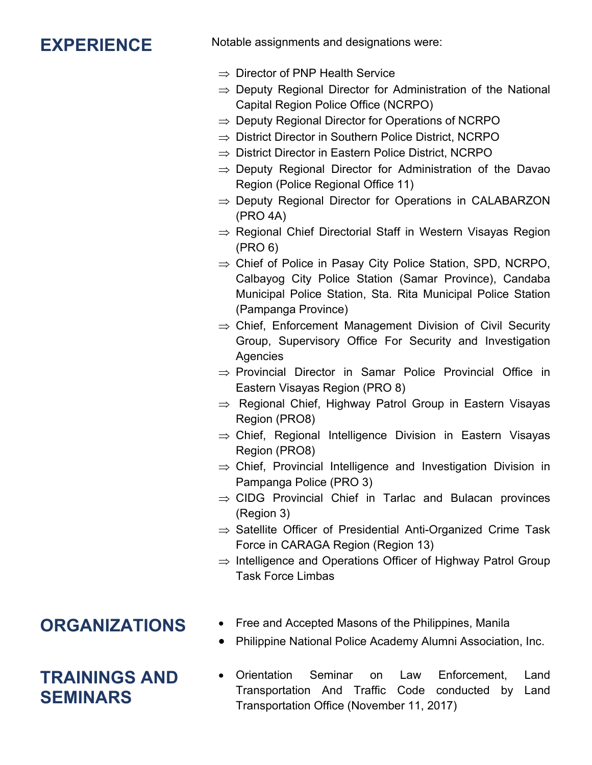## EXPERIENCE

Notable assignments and designations were:

- ⇒ Director of PNP Health Service
- ⇒ Deputy Regional Director for Administration of the National Capital Region Police Office (NCRPO)
- ⇒ Deputy Regional Director for Operations of NCRPO
- ⇒ District Director in Southern Police District, NCRPO
- ⇒ District Director in Eastern Police District, NCRPO
- ⇒ Deputy Regional Director for Administration of the Davao Region (Police Regional Office 11)
- ⇒ Deputy Regional Director for Operations in CALABARZON (PRO 4A)
- ⇒ Regional Chief Directorial Staff in Western Visayas Region (PRO 6)
- ⇒ Chief of Police in Pasay City Police Station, SPD, NCRPO, Calbayog City Police Station (Samar Province), Candaba Municipal Police Station, Sta. Rita Municipal Police Station (Pampanga Province)
- ⇒ Chief, Enforcement Management Division of Civil Security Group, Supervisory Office For Security and Investigation Agencies
- ⇒ Provincial Director in Samar Police Provincial Office in Eastern Visayas Region (PRO 8)
- ⇒ Regional Chief, Highway Patrol Group in Eastern Visayas Region (PRO8)
- ⇒ Chief, Regional Intelligence Division in Eastern Visayas Region (PRO8)
- ⇒ Chief, Provincial Intelligence and Investigation Division in Pampanga Police (PRO 3)
- ⇒ CIDG Provincial Chief in Tarlac and Bulacan provinces (Region 3)
- ⇒ Satellite Officer of Presidential Anti-Organized Crime Task Force in CARAGA Region (Region 13)
- ⇒ Intelligence and Operations Officer of Highway Patrol Group Task Force Limbas

## ORGANIZATIONS

- Free and Accepted Masons of the Philippines, Manila
- Philippine National Police Academy Alumni Association, Inc.

## TRAININGS AND SEMINARS

- Orientation Seminar on Law Enforcement, Land Transportation And Traffic Code conducted by Land Transportation Office (November 11, 2017)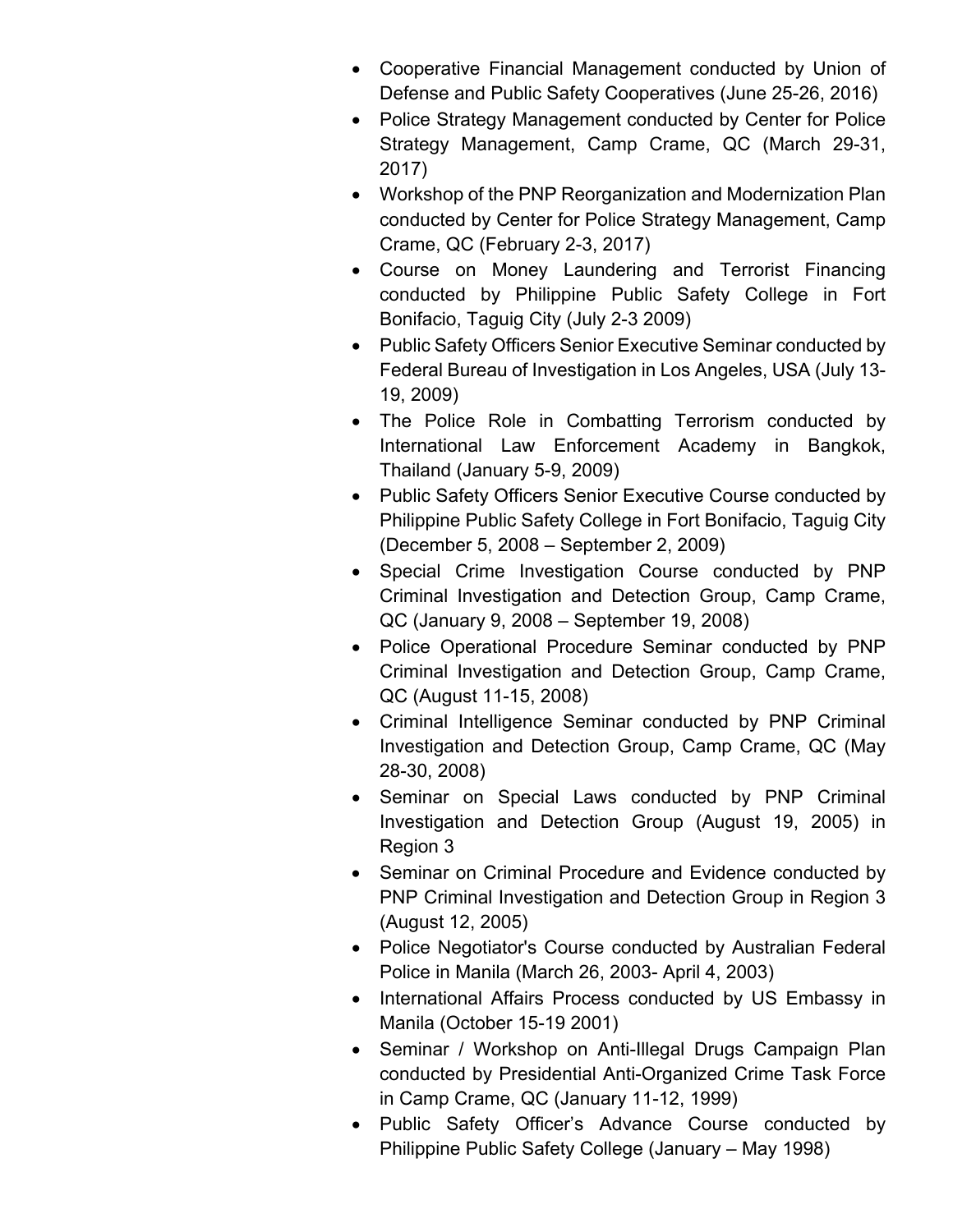- Cooperative Financial Management conducted by Union of Defense and Public Safety Cooperatives (June 25-26, 2016)
- Police Strategy Management conducted by Center for Police Strategy Management, Camp Crame, QC (March 29-31, 2017)
- Workshop of the PNP Reorganization and Modernization Plan conducted by Center for Police Strategy Management, Camp Crame, QC (February 2-3, 2017)
- Course on Money Laundering and Terrorist Financing conducted by Philippine Public Safety College in Fort Bonifacio, Taguig City (July 2-3 2009)
- Public Safety Officers Senior Executive Seminar conducted by Federal Bureau of Investigation in Los Angeles, USA (July 13-19, 2009)
- The Police Role in Combatting Terrorism conducted by International Law Enforcement Academy in Bangkok, Thailand (January 5-9, 2009)
- Public Safety Officers Senior Executive Course conducted by Philippine Public Safety College in Fort Bonifacio, Taguig City (December 5, 2008 – September 2, 2009)
- Special Crime Investigation Course conducted by PNP Criminal Investigation and Detection Group, Camp Crame, QC (January 9, 2008 – September 19, 2008)
- Police Operational Procedure Seminar conducted by PNP Criminal Investigation and Detection Group, Camp Crame, QC (August 11-15, 2008)
- Criminal Intelligence Seminar conducted by PNP Criminal Investigation and Detection Group, Camp Crame, QC (May 28-30, 2008)
- Seminar on Special Laws conducted by PNP Criminal Investigation and Detection Group (August 19, 2005) in Region 3
- Seminar on Criminal Procedure and Evidence conducted by PNP Criminal Investigation and Detection Group in Region 3 (August 12, 2005)
- Police Negotiator's Course conducted by Australian Federal Police in Manila (March 26, 2003- April 4, 2003)
- International Affairs Process conducted by US Embassy in Manila (October 15-19 2001)
- Seminar / Workshop on Anti-Illegal Drugs Campaign Plan conducted by Presidential Anti-Organized Crime Task Force in Camp Crame, QC (January 11-12, 1999)
- Public Safety Officer’s Advance Course conducted by Philippine Public Safety College (January – May 1998)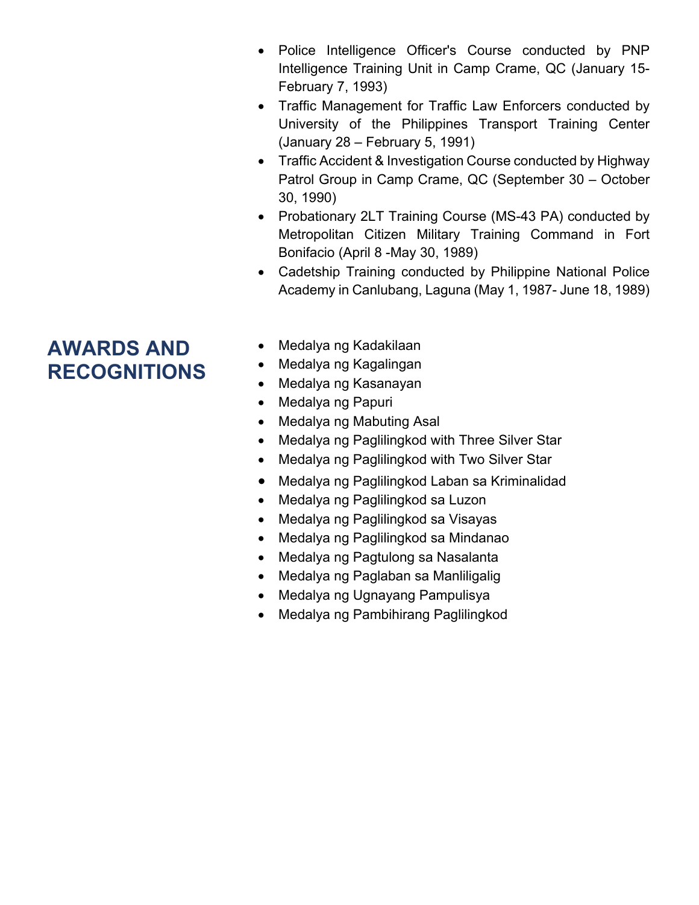- Police Intelligence Officer's Course conducted by PNP Intelligence Training Unit in Camp Crame, QC (January 15-February 7, 1993)
- Traffic Management for Traffic Law Enforcers conducted by University of the Philippines Transport Training Center (January 28 – February 5, 1991)
- Traffic Accident & Investigation Course conducted by Highway Patrol Group in Camp Crame, QC (September 30 – October 30, 1990)
- Probationary 2LT Training Course (MS-43 PA) conducted by Metropolitan Citizen Military Training Command in Fort Bonifacio (April 8 -May 30, 1989)
- Cadetship Training conducted by Philippine National Police Academy in Canlubang, Laguna (May 1, 1987- June 18, 1989)

## AWARDS AND RECOGNITIONS

- Medalya ng Kadakilaan
- Medalya ng Kagalingan
- Medalya ng Kasanayan
- Medalya ng Papuri
- Medalya ng Mabuting Asal
- Medalya ng Paglilingkod with Three Silver Star
- Medalya ng Paglilingkod with Two Silver Star
- Medalya ng Paglilingkod Laban sa Kriminalidad
- Medalya ng Paglilingkod sa Luzon
- Medalya ng Paglilingkod sa Visayas
- Medalya ng Paglilingkod sa Mindanao
- Medalya ng Pagtulong sa Nasalanta
- Medalya ng Paglaban sa Manliligalig
- Medalya ng Ugnayang Pampulisya
- Medalya ng Pambihirang Paglilingkod